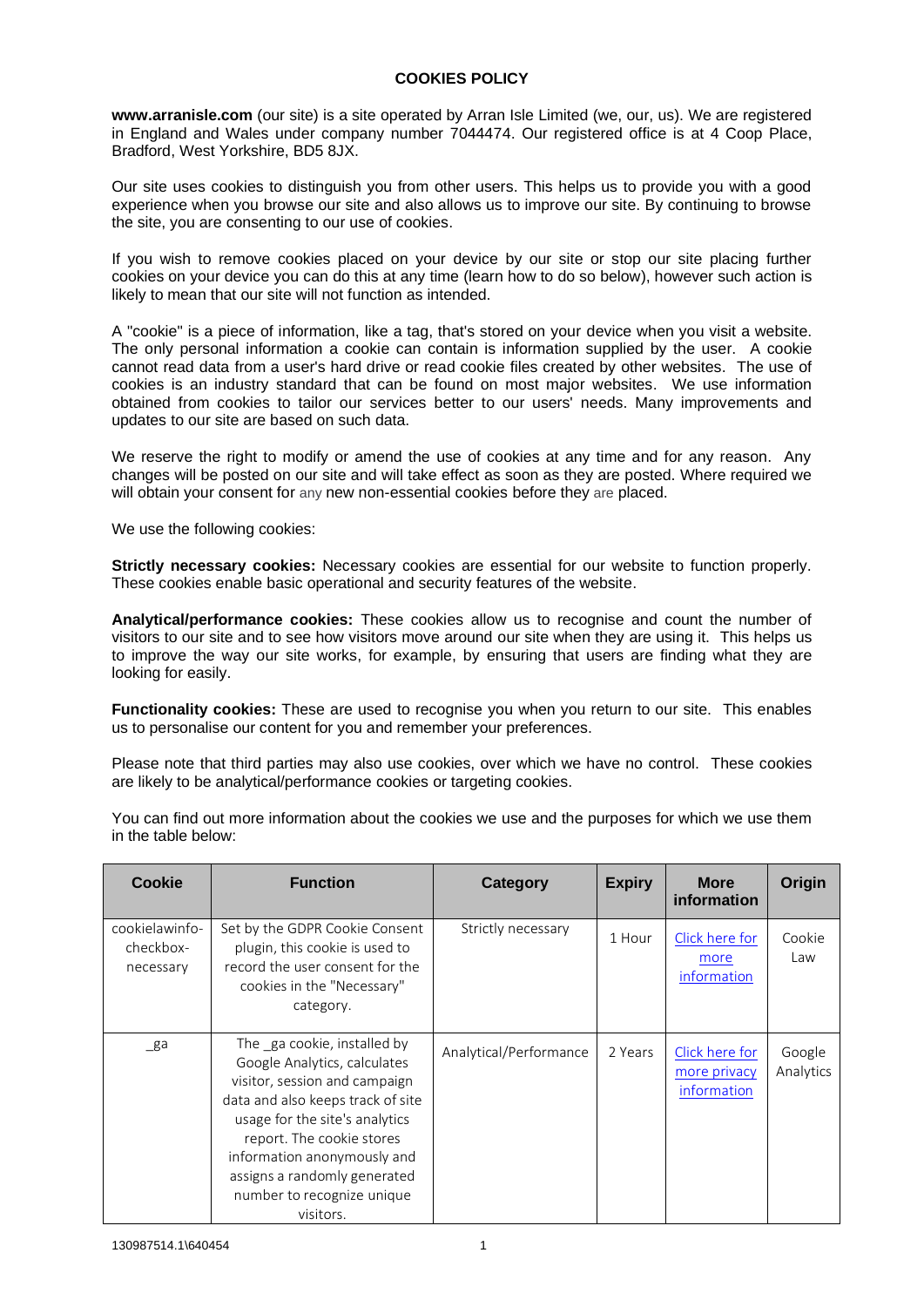# COOKIES POLICY

**www.arranisle.com** (our site) is a site operated by Arran Isle Limited (we, our, us). We are registered in England and Wales under company number 7044474. Our registered office is at 4 Coop Place, Bradford, West Yorkshire, BD5 8JX.

Our site uses cookies to distinguish you from other users. This helps us to provide you with a good experience when you browse our site and also allows us to improve our site. By continuing to browse the site, you are consenting to our use of cookies.

If you wish to remove cookies placed on your device by our site or stop our site placing further cookies on your device you can do this at any time (learn how to do so below), however such action is likely to mean that our site will not function as intended.

A "cookie" is a piece of information, like a tag, that's stored on your device when you visit a website. The only personal information a cookie can contain is information supplied by the user. A cookie cannot read data from a user's hard drive or read cookie files created by other websites. The use of cookies is an industry standard that can be found on most major websites. We use information obtained from cookies to tailor our services better to our users' needs. Many improvements and updates to our site are based on such data.

We reserve the right to modify or amend the use of cookies at any time and for any reason. Any changes will be posted on our site and will take effect as soon as they are posted. Where required we will obtain your consent for any new non-essential cookies before they are placed.

We use the following cookies:

**Strictly necessary cookies:** Necessary cookies are essential for our website to function properly. These cookies enable basic operational and security features of the website.

**Analytical/performance cookies:** These cookies allow us to recognise and count the number of visitors to our site and to see how visitors move around our site when they are using it. This helps us to improve the way our site works, for example, by ensuring that users are finding what they are looking for easily.

**Functionality cookies:** These are used to recognise you when you return to our site. This enables us to personalise our content for you and remember your preferences.

Please note that third parties may also use cookies, over which we have no control. These cookies are likely to be analytical/performance cookies or targeting cookies.

You can find out more information about the cookies we use and the purposes for which we use them in the table below:

| Cookie | Function | Category | Expiry | More information | Origin |
| --- | --- | --- | --- | --- | --- |
| cookielawinfo-checkbox-necessary | Set by the GDPR Cookie Consent plugin, this cookie is used to record the user consent for the cookies in the "Necessary" category. | Strictly necessary | 1 Hour | Click here for more information | Cookie Law |
| _ga | The _ga cookie, installed by Google Analytics, calculates visitor, session and campaign data and also keeps track of site usage for the site's analytics report. The cookie stores information anonymously and assigns a randomly generated number to recognize unique visitors. | Analytical/Performance | 2 Years | Click here for more privacy information | Google Analytics |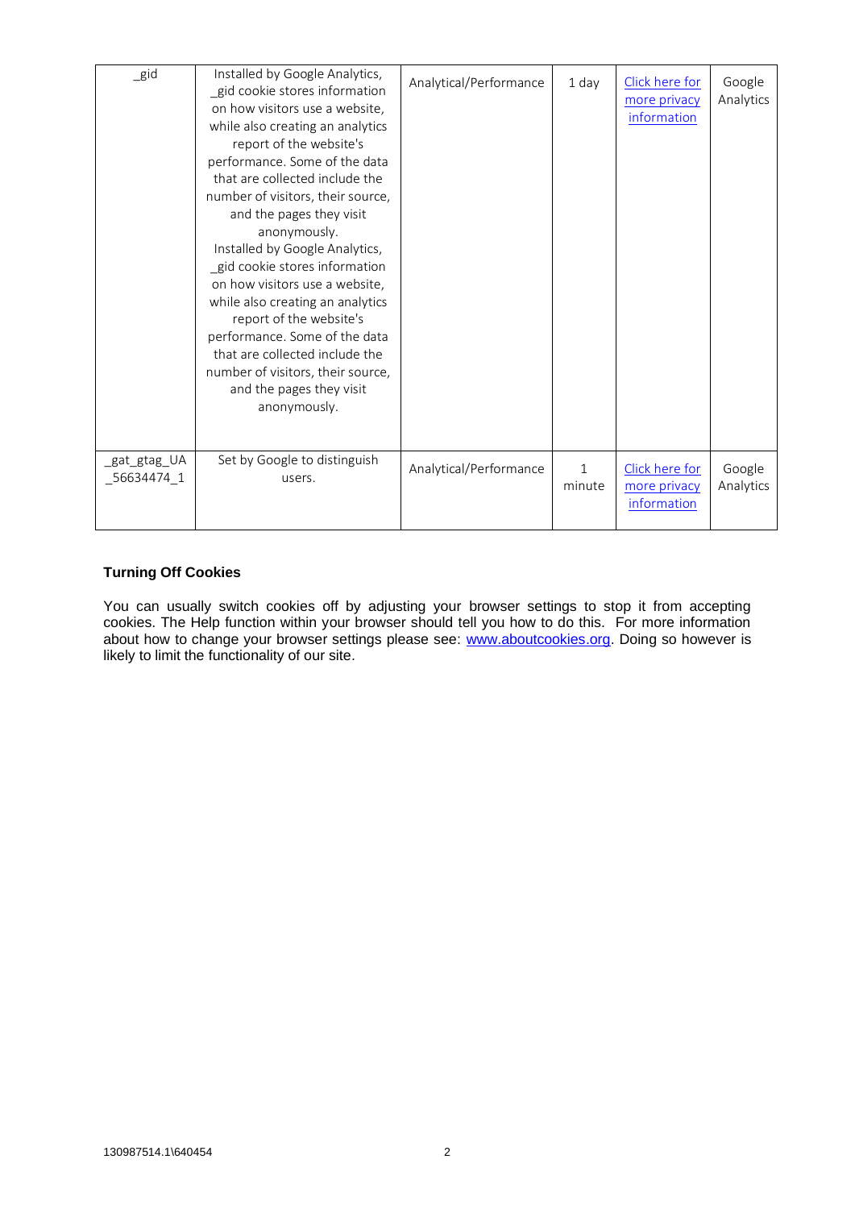| | | | | | |
|---|---|---|---|---|---|
| _gid | Installed by Google Analytics, _gid cookie stores information on how visitors use a website, while also creating an analytics report of the website's performance. Some of the data that are collected include the number of visitors, their source, and the pages they visit anonymously. Installed by Google Analytics, _gid cookie stores information on how visitors use a website, while also creating an analytics report of the website's performance. Some of the data that are collected include the number of visitors, their source, and the pages they visit anonymously. | Analytical/Performance | 1 day | Click here for more privacy information | Google Analytics |
| _gat_gtag_UA_56634474_1 | Set by Google to distinguish users. | Analytical/Performance | 1 minute | Click here for more privacy information | Google Analytics |

**Turning Off Cookies**

You can usually switch cookies off by adjusting your browser settings to stop it from accepting cookies. The Help function within your browser should tell you how to do this. For more information about how to change your browser settings please see: www.aboutcookies.org. Doing so however is likely to limit the functionality of our site.

130987514.1\640454